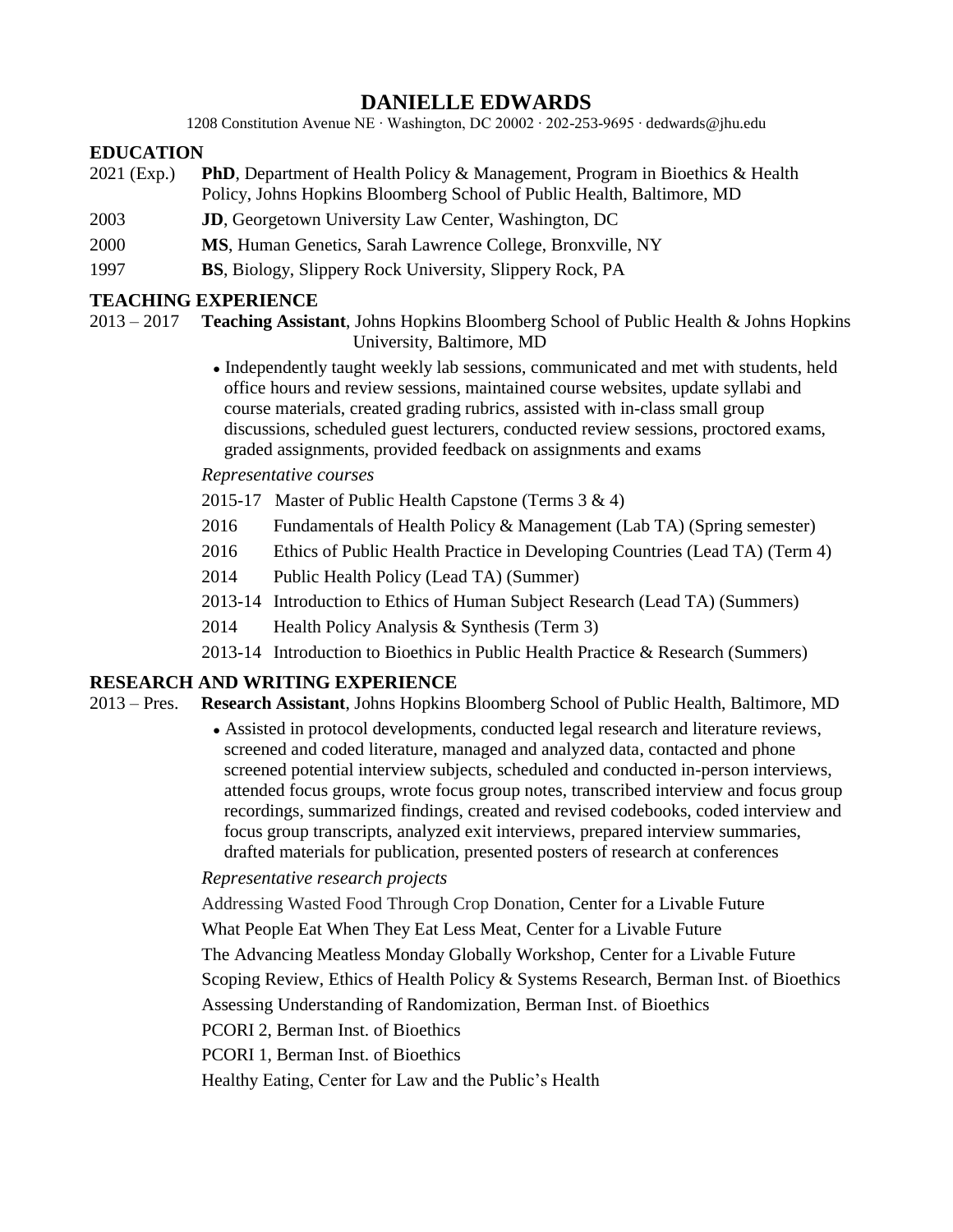# DANIELLE EDWARDS

1208 Constitution Avenue NE · Washington, DC 20002 · 202-253-9695 · dedwards@jhu.edu

## EDUCATION

2021 (Exp.) **PhD**, Department of Health Policy & Management, Program in Bioethics & Health Policy, Johns Hopkins Bloomberg School of Public Health, Baltimore, MD

2003 **JD**, Georgetown University Law Center, Washington, DC

2000 **MS**, Human Genetics, Sarah Lawrence College, Bronxville, NY

1997 **BS**, Biology, Slippery Rock University, Slippery Rock, PA

## TEACHING EXPERIENCE

2013 – 2017 **Teaching Assistant**, Johns Hopkins Bloomberg School of Public Health & Johns Hopkins University, Baltimore, MD

- Independently taught weekly lab sessions, communicated and met with students, held office hours and review sessions, maintained course websites, update syllabi and course materials, created grading rubrics, assisted with in-class small group discussions, scheduled guest lecturers, conducted review sessions, proctored exams, graded assignments, provided feedback on assignments and exams

*Representative courses*

2015-17 Master of Public Health Capstone (Terms 3 & 4)

2016 Fundamentals of Health Policy & Management (Lab TA) (Spring semester)

2016 Ethics of Public Health Practice in Developing Countries (Lead TA) (Term 4)

2014 Public Health Policy (Lead TA) (Summer)

2013-14 Introduction to Ethics of Human Subject Research (Lead TA) (Summers)

2014 Health Policy Analysis & Synthesis (Term 3)

2013-14 Introduction to Bioethics in Public Health Practice & Research (Summers)

## RESEARCH AND WRITING EXPERIENCE

2013 – Pres. **Research Assistant**, Johns Hopkins Bloomberg School of Public Health, Baltimore, MD

- Assisted in protocol developments, conducted legal research and literature reviews, screened and coded literature, managed and analyzed data, contacted and phone screened potential interview subjects, scheduled and conducted in-person interviews, attended focus groups, wrote focus group notes, transcribed interview and focus group recordings, summarized findings, created and revised codebooks, coded interview and focus group transcripts, analyzed exit interviews, prepared interview summaries, drafted materials for publication, presented posters of research at conferences

*Representative research projects*

Addressing Wasted Food Through Crop Donation, Center for a Livable Future

What People Eat When They Eat Less Meat, Center for a Livable Future

The Advancing Meatless Monday Globally Workshop, Center for a Livable Future

Scoping Review, Ethics of Health Policy & Systems Research, Berman Inst. of Bioethics

Assessing Understanding of Randomization, Berman Inst. of Bioethics

PCORI 2, Berman Inst. of Bioethics

PCORI 1, Berman Inst. of Bioethics

Healthy Eating, Center for Law and the Public's Health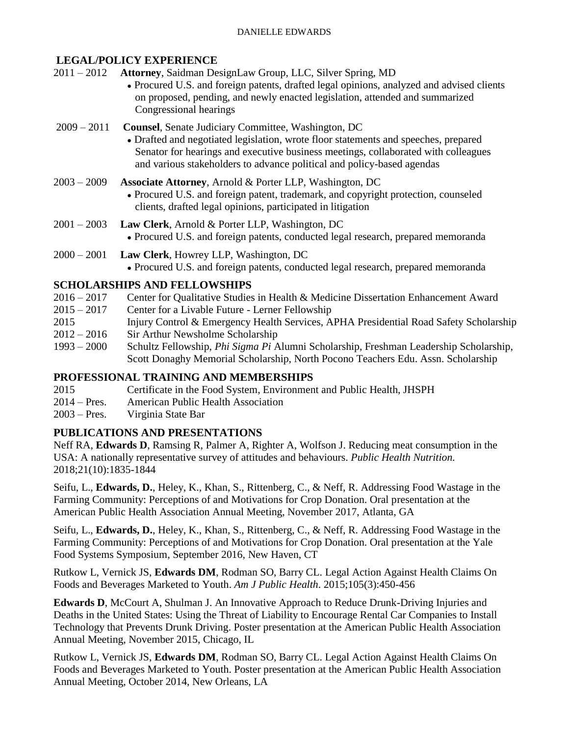## LEGAL/POLICY EXPERIENCE

2011 – 2012 **Attorney**, Saidman DesignLaw Group, LLC, Silver Spring, MD

- Procured U.S. and foreign patents, drafted legal opinions, analyzed and advised clients on proposed, pending, and newly enacted legislation, attended and summarized Congressional hearings

2009 – 2011 **Counsel**, Senate Judiciary Committee, Washington, DC

- Drafted and negotiated legislation, wrote floor statements and speeches, prepared Senator for hearings and executive business meetings, collaborated with colleagues and various stakeholders to advance political and policy-based agendas

2003 – 2009 **Associate Attorney**, Arnold & Porter LLP, Washington, DC

- Procured U.S. and foreign patent, trademark, and copyright protection, counseled clients, drafted legal opinions, participated in litigation

2001 – 2003 **Law Clerk**, Arnold & Porter LLP, Washington, DC

- Procured U.S. and foreign patents, conducted legal research, prepared memoranda

2000 – 2001 **Law Clerk**, Howrey LLP, Washington, DC

- Procured U.S. and foreign patents, conducted legal research, prepared memoranda

## SCHOLARSHIPS AND FELLOWSHIPS

2016 – 2017 Center for Qualitative Studies in Health & Medicine Dissertation Enhancement Award

2015 – 2017 Center for a Livable Future - Lerner Fellowship

2015 Injury Control & Emergency Health Services, APHA Presidential Road Safety Scholarship

2012 – 2016 Sir Arthur Newsholme Scholarship

1993 – 2000 Schultz Fellowship, *Phi Sigma Pi* Alumni Scholarship, Freshman Leadership Scholarship, Scott Donaghy Memorial Scholarship, North Pocono Teachers Edu. Assn. Scholarship

## PROFESSIONAL TRAINING AND MEMBERSHIPS

2015 Certificate in the Food System, Environment and Public Health, JHSPH

2014 – Pres. American Public Health Association

2003 – Pres. Virginia State Bar

## PUBLICATIONS AND PRESENTATIONS

Neff RA, **Edwards D**, Ramsing R, Palmer A, Righter A, Wolfson J. Reducing meat consumption in the USA: A nationally representative survey of attitudes and behaviours. *Public Health Nutrition.* 2018;21(10):1835-1844

Seifu, L., **Edwards, D.**, Heley, K., Khan, S., Rittenberg, C., & Neff, R. Addressing Food Wastage in the Farming Community: Perceptions of and Motivations for Crop Donation. Oral presentation at the American Public Health Association Annual Meeting, November 2017, Atlanta, GA

Seifu, L., **Edwards, D.**, Heley, K., Khan, S., Rittenberg, C., & Neff, R. Addressing Food Wastage in the Farming Community: Perceptions of and Motivations for Crop Donation. Oral presentation at the Yale Food Systems Symposium, September 2016, New Haven, CT

Rutkow L, Vernick JS, **Edwards DM**, Rodman SO, Barry CL. Legal Action Against Health Claims On Foods and Beverages Marketed to Youth. *Am J Public Health*. 2015;105(3):450-456

**Edwards D**, McCourt A, Shulman J. An Innovative Approach to Reduce Drunk-Driving Injuries and Deaths in the United States: Using the Threat of Liability to Encourage Rental Car Companies to Install Technology that Prevents Drunk Driving. Poster presentation at the American Public Health Association Annual Meeting, November 2015, Chicago, IL

Rutkow L, Vernick JS, **Edwards DM**, Rodman SO, Barry CL. Legal Action Against Health Claims On Foods and Beverages Marketed to Youth. Poster presentation at the American Public Health Association Annual Meeting, October 2014, New Orleans, LA